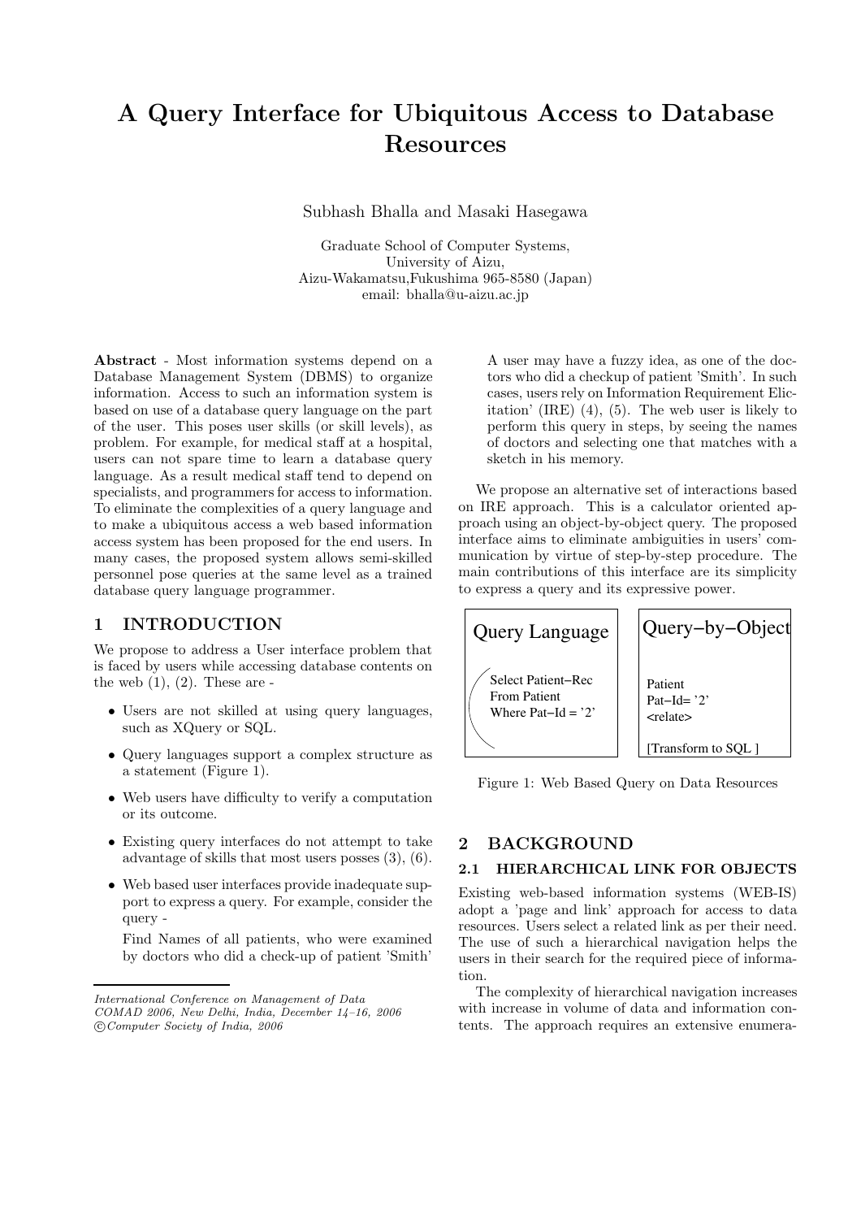# A Query Interface for Ubiquitous Access to Database Resources

Subhash Bhalla and Masaki Hasegawa

Graduate School of Computer Systems,
University of Aizu,
Aizu-Wakamatsu,Fukushima 965-8580 (Japan)
email: bhalla@u-aizu.ac.jp

**Abstract** - Most information systems depend on a Database Management System (DBMS) to organize information. Access to such an information system is based on use of a database query language on the part of the user. This poses user skills (or skill levels), as problem. For example, for medical staff at a hospital, users can not spare time to learn a database query language. As a result medical staff tend to depend on specialists, and programmers for access to information. To eliminate the complexities of a query language and to make a ubiquitous access a web based information access system has been proposed for the end users. In many cases, the proposed system allows semi-skilled personnel pose queries at the same level as a trained database query language programmer.

## 1 INTRODUCTION

We propose to address a User interface problem that is faced by users while accessing database contents on the web (1), (2). These are -

- Users are not skilled at using query languages, such as XQuery or SQL.
- Query languages support a complex structure as a statement (Figure 1).
- Web users have difficulty to verify a computation or its outcome.
- Existing query interfaces do not attempt to take advantage of skills that most users posses (3), (6).
- Web based user interfaces provide inadequate support to express a query. For example, consider the query -

  Find Names of all patients, who were examined by doctors who did a check-up of patient 'Smith'

  A user may have a fuzzy idea, as one of the doctors who did a checkup of patient 'Smith'. In such cases, users rely on Information Requirement Elicitation' (IRE) (4), (5). The web user is likely to perform this query in steps, by seeing the names of doctors and selecting one that matches with a sketch in his memory.

We propose an alternative set of interactions based on IRE approach. This is a calculator oriented approach using an object-by-object query. The proposed interface aims to eliminate ambiguities in users' communication by virtue of step-by-step procedure. The main contributions of this interface are its simplicity to express a query and its expressive power.

| Query Language | Query−by−Object |
|---|---|
| Select Patient−Rec<br>From Patient<br>Where Pat−Id = '2' | Patient<br>Pat−Id= '2'<br><relate><br><br>[Transform to SQL ] |

Figure 1: Web Based Query on Data Resources

## 2 BACKGROUND

### 2.1 HIERARCHICAL LINK FOR OBJECTS

Existing web-based information systems (WEB-IS) adopt a 'page and link' approach for access to data resources. Users select a related link as per their need. The use of such a hierarchical navigation helps the users in their search for the required piece of information.

The complexity of hierarchical navigation increases with increase in volume of data and information contents. The approach requires an extensive enumera-

*International Conference on Management of Data*
*COMAD 2006, New Delhi, India, December 14–16, 2006*
*©Computer Society of India, 2006*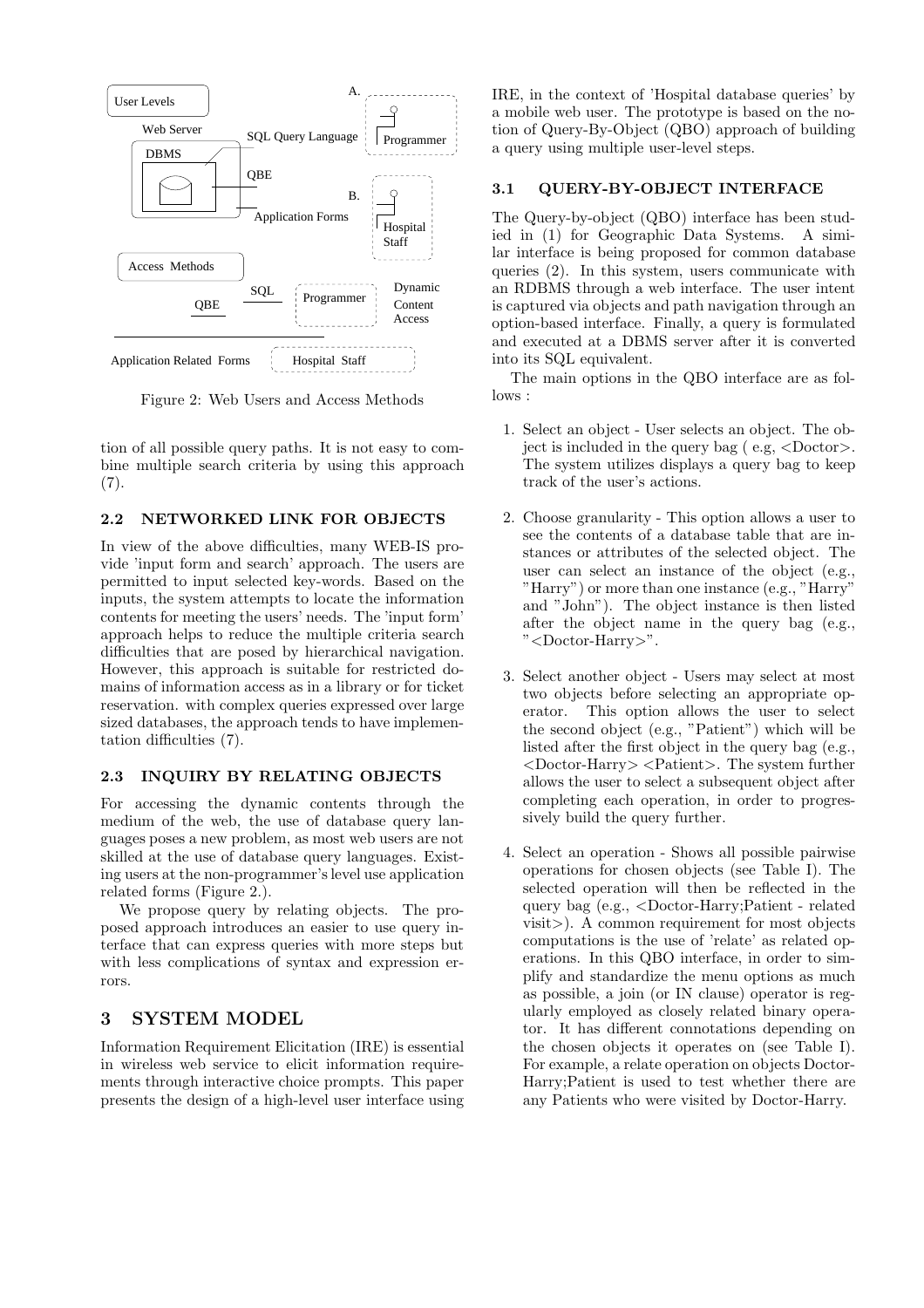User Levels

Web Server

DBMS

SQL Query Language

QBE

Application Forms

A.

Programmer

B.

Hospital Staff

Access Methods

SQL

QBE

Programmer

Dynamic Content Access

Application Related Forms

Hospital Staff

Figure 2: Web Users and Access Methods

tion of all possible query paths. It is not easy to combine multiple search criteria by using this approach (7).

### 2.2 NETWORKED LINK FOR OBJECTS

In view of the above difficulties, many WEB-IS provide 'input form and search' approach. The users are permitted to input selected key-words. Based on the inputs, the system attempts to locate the information contents for meeting the users' needs. The 'input form' approach helps to reduce the multiple criteria search difficulties that are posed by hierarchical navigation. However, this approach is suitable for restricted domains of information access as in a library or for ticket reservation. with complex queries expressed over large sized databases, the approach tends to have implementation difficulties (7).

### 2.3 INQUIRY BY RELATING OBJECTS

For accessing the dynamic contents through the medium of the web, the use of database query languages poses a new problem, as most web users are not skilled at the use of database query languages. Existing users at the non-programmer's level use application related forms (Figure 2.).

We propose query by relating objects. The proposed approach introduces an easier to use query interface that can express queries with more steps but with less complications of syntax and expression errors.

## 3 SYSTEM MODEL

Information Requirement Elicitation (IRE) is essential in wireless web service to elicit information requirements through interactive choice prompts. This paper presents the design of a high-level user interface using IRE, in the context of 'Hospital database queries' by a mobile web user. The prototype is based on the notion of Query-By-Object (QBO) approach of building a query using multiple user-level steps.

### 3.1 QUERY-BY-OBJECT INTERFACE

The Query-by-object (QBO) interface has been studied in (1) for Geographic Data Systems. A similar interface is being proposed for common database queries (2). In this system, users communicate with an RDBMS through a web interface. The user intent is captured via objects and path navigation through an option-based interface. Finally, a query is formulated and executed at a DBMS server after it is converted into its SQL equivalent.

The main options in the QBO interface are as follows :

1. Select an object - User selects an object. The object is included in the query bag ( e.g, <Doctor>. The system utilizes displays a query bag to keep track of the user's actions.

2. Choose granularity - This option allows a user to see the contents of a database table that are instances or attributes of the selected object. The user can select an instance of the object (e.g., "Harry") or more than one instance (e.g., "Harry" and "John"). The object instance is then listed after the object name in the query bag (e.g., "<Doctor-Harry>".

3. Select another object - Users may select at most two objects before selecting an appropriate operator. This option allows the user to select the second object (e.g., "Patient") which will be listed after the first object in the query bag (e.g., <Doctor-Harry> <Patient>. The system further allows the user to select a subsequent object after completing each operation, in order to progressively build the query further.

4. Select an operation - Shows all possible pairwise operations for chosen objects (see Table I). The selected operation will then be reflected in the query bag (e.g., <Doctor-Harry;Patient - related visit>). A common requirement for most objects computations is the use of 'relate' as related operations. In this QBO interface, in order to simplify and standardize the menu options as much as possible, a join (or IN clause) operator is regularly employed as closely related binary operator. It has different connotations depending on the chosen objects it operates on (see Table I). For example, a relate operation on objects Doctor-Harry;Patient is used to test whether there are any Patients who were visited by Doctor-Harry.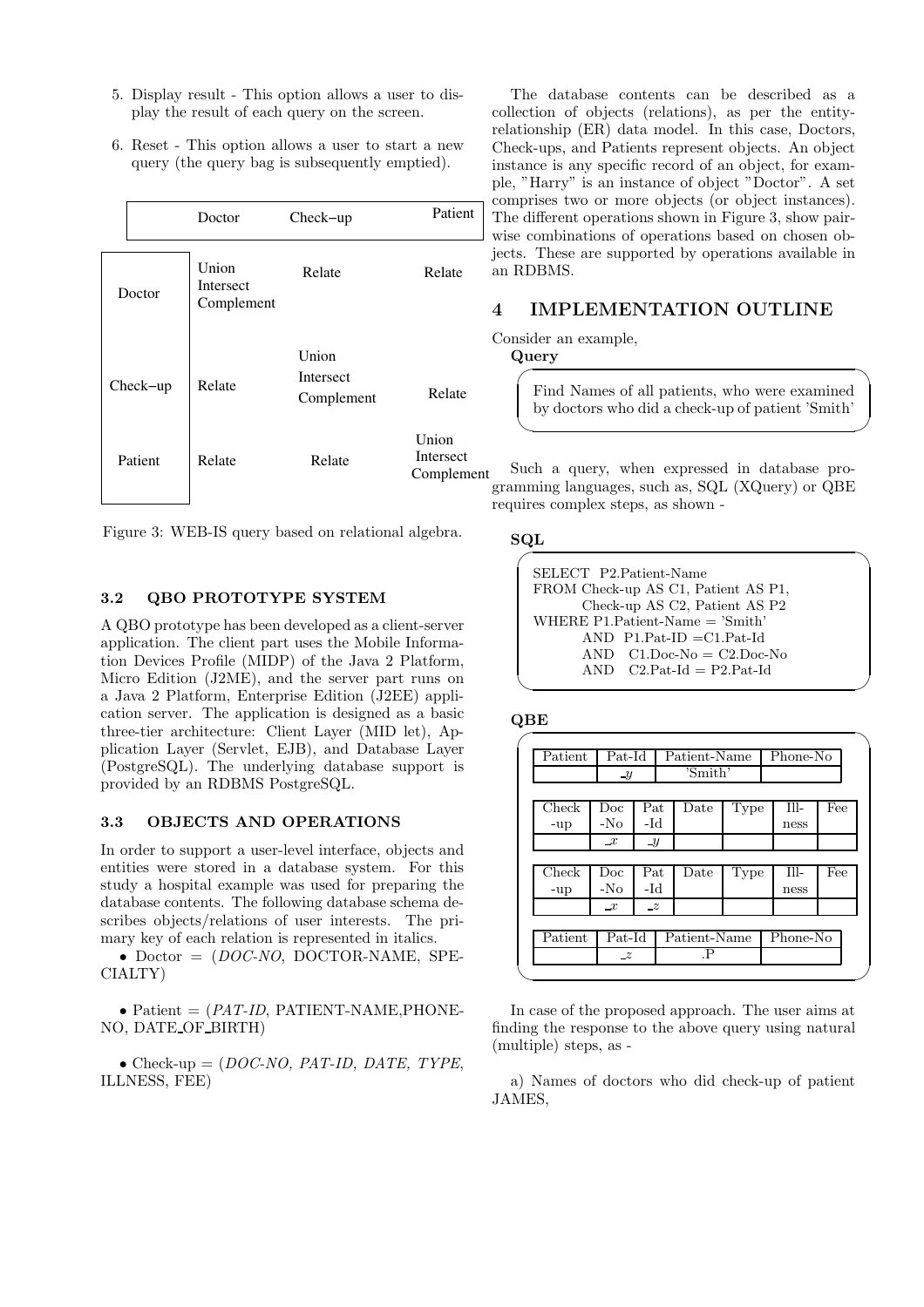5. Display result - This option allows a user to display the result of each query on the screen.

6. Reset - This option allows a user to start a new query (the query bag is subsequently emptied).

| | Doctor | Check–up | Patient |
|---|---|---|---|
| Doctor | Union Intersect Complement | Relate | Relate |
| Check–up | Relate | Union Intersect Complement | Relate |
| Patient | Relate | Relate | Union Intersect Complement |

Figure 3: WEB-IS query based on relational algebra.

### 3.2 QBO PROTOTYPE SYSTEM

A QBO prototype has been developed as a client-server application. The client part uses the Mobile Information Devices Profile (MIDP) of the Java 2 Platform, Micro Edition (J2ME), and the server part runs on a Java 2 Platform, Enterprise Edition (J2EE) application server. The application is designed as a basic three-tier architecture: Client Layer (MID let), Application Layer (Servlet, EJB), and Database Layer (PostgreSQL). The underlying database support is provided by an RDBMS PostgreSQL.

### 3.3 OBJECTS AND OPERATIONS

In order to support a user-level interface, objects and entities were stored in a database system. For this study a hospital example was used for preparing the database contents. The following database schema describes objects/relations of user interests. The primary key of each relation is represented in italics.

- Doctor = (*DOC-NO*, DOCTOR-NAME, SPECIALTY)

- Patient = (*PAT-ID*, PATIENT-NAME,PHONE-NO, DATE_OF_BIRTH)

- Check-up = (*DOC-NO, PAT-ID, DATE, TYPE*, ILLNESS, FEE)

The database contents can be described as a collection of objects (relations), as per the entity-relationship (ER) data model. In this case, Doctors, Check-ups, and Patients represent objects. An object instance is any specific record of an object, for example, "Harry" is an instance of object "Doctor". A set comprises two or more objects (or object instances). The different operations shown in Figure 3, show pairwise combinations of operations based on chosen objects. These are supported by operations available in an RDBMS.

## 4 IMPLEMENTATION OUTLINE

Consider an example,

**Query**

> Find Names of all patients, who were examined by doctors who did a check-up of patient 'Smith'

Such a query, when expressed in database programming languages, such as, SQL (XQuery) or QBE requires complex steps, as shown -

**SQL**

```
SELECT  P2.Patient-Name
FROM Check-up AS C1, Patient AS P1,
        Check-up AS C2, Patient AS P2
WHERE P1.Patient-Name = 'Smith'
        AND  P1.Pat-ID =C1.Pat-Id
        AND   C1.Doc-No = C2.Doc-No
        AND   C2.Pat-Id = P2.Pat-Id
```

**QBE**

| Patient | Pat-Id | Patient-Name | Phone-No |
|---|---|---|---|
| | _y | 'Smith' | |

| Check-up | Doc-No | Pat-Id | Date | Type | Illness | Fee |
|---|---|---|---|---|---|---|
| | _x | _y | | | | |

| Check-up | Doc-No | Pat-Id | Date | Type | Illness | Fee |
|---|---|---|---|---|---|---|
| | _x | _z | | | | |

| Patient | Pat-Id | Patient-Name | Phone-No |
|---|---|---|---|
| | _z | .P | |

In case of the proposed approach. The user aims at finding the response to the above query using natural (multiple) steps, as -

a) Names of doctors who did check-up of patient JAMES,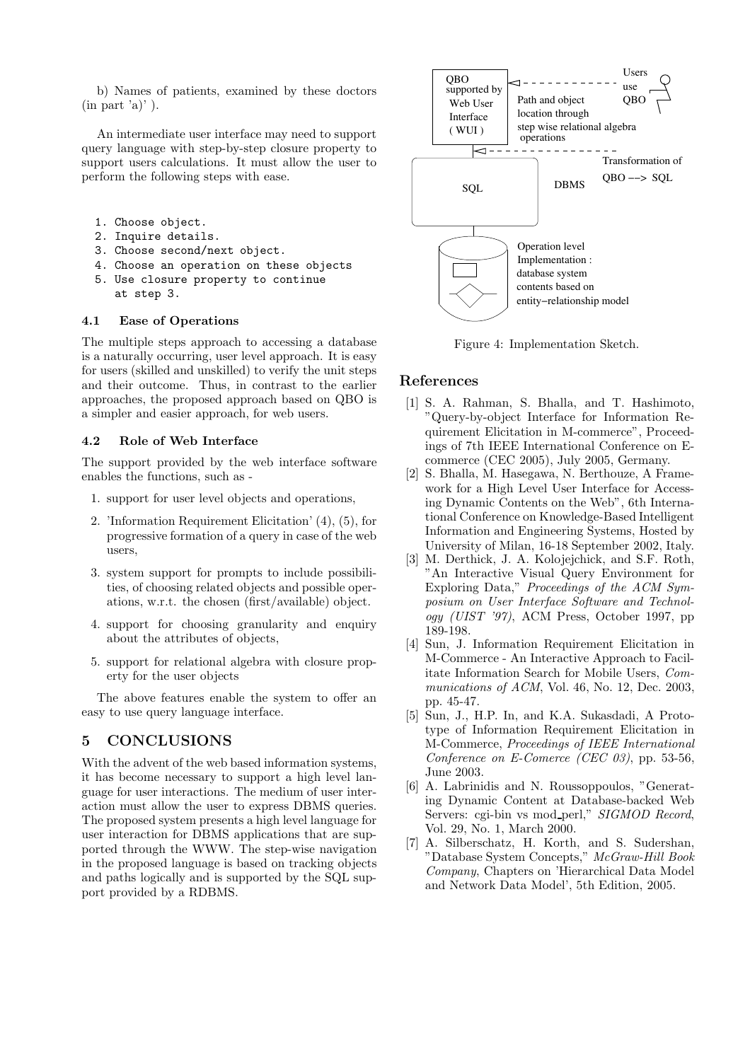b) Names of patients, examined by these doctors (in part 'a)' ).

An intermediate user interface may need to support query language with step-by-step closure property to support users calculations. It must allow the user to perform the following steps with ease.

```
1. Choose object.
2. Inquire details.
3. Choose second/next object.
4. Choose an operation on these objects
5. Use closure property to continue
   at step 3.
```

### 4.1 Ease of Operations

The multiple steps approach to accessing a database is a naturally occurring, user level approach. It is easy for users (skilled and unskilled) to verify the unit steps and their outcome. Thus, in contrast to the earlier approaches, the proposed approach based on QBO is a simpler and easier approach, for web users.

### 4.2 Role of Web Interface

The support provided by the web interface software enables the functions, such as -

1. support for user level objects and operations,
2. 'Information Requirement Elicitation' (4), (5), for progressive formation of a query in case of the web users,
3. system support for prompts to include possibilities, of choosing related objects and possible operations, w.r.t. the chosen (first/available) object.
4. support for choosing granularity and enquiry about the attributes of objects,
5. support for relational algebra with closure property for the user objects

The above features enable the system to offer an easy to use query language interface.

## 5 CONCLUSIONS

With the advent of the web based information systems, it has become necessary to support a high level language for user interactions. The medium of user interaction must allow the user to express DBMS queries. The proposed system presents a high level language for user interaction for DBMS applications that are supported through the WWW. The step-wise navigation in the proposed language is based on tracking objects and paths logically and is supported by the SQL support provided by a RDBMS.

QBO supported by Web User Interface ( WUI )

Users use QBO

Path and object location through step wise relational algebra operations

Transformation of QBO --> SQL

SQL

DBMS

Operation level Implementation : database system contents based on entity–relationship model

Figure 4: Implementation Sketch.

## References

[1] S. A. Rahman, S. Bhalla, and T. Hashimoto, "Query-by-object Interface for Information Requirement Elicitation in M-commerce", Proceedings of 7th IEEE International Conference on E-commerce (CEC 2005), July 2005, Germany.

[2] S. Bhalla, M. Hasegawa, N. Berthouze, A Framework for a High Level User Interface for Accessing Dynamic Contents on the Web", 6th International Conference on Knowledge-Based Intelligent Information and Engineering Systems, Hosted by University of Milan, 16-18 September 2002, Italy.

[3] M. Derthick, J. A. Kolojejchick, and S.F. Roth, "An Interactive Visual Query Environment for Exploring Data," *Proceedings of the ACM Symposium on User Interface Software and Technology (UIST '97)*, ACM Press, October 1997, pp 189-198.

[4] Sun, J. Information Requirement Elicitation in M-Commerce - An Interactive Approach to Facilitate Information Search for Mobile Users, *Communications of ACM*, Vol. 46, No. 12, Dec. 2003, pp. 45-47.

[5] Sun, J., H.P. In, and K.A. Sukasdadi, A Prototype of Information Requirement Elicitation in M-Commerce, *Proceedings of IEEE International Conference on E-Comerce (CEC 03)*, pp. 53-56, June 2003.

[6] A. Labrinidis and N. Roussoppoulos, "Generating Dynamic Content at Database-backed Web Servers: cgi-bin vs mod_perl," *SIGMOD Record*, Vol. 29, No. 1, March 2000.

[7] A. Silberschatz, H. Korth, and S. Sudershan, "Database System Concepts," *McGraw-Hill Book Company*, Chapters on 'Hierarchical Data Model and Network Data Model', 5th Edition, 2005.